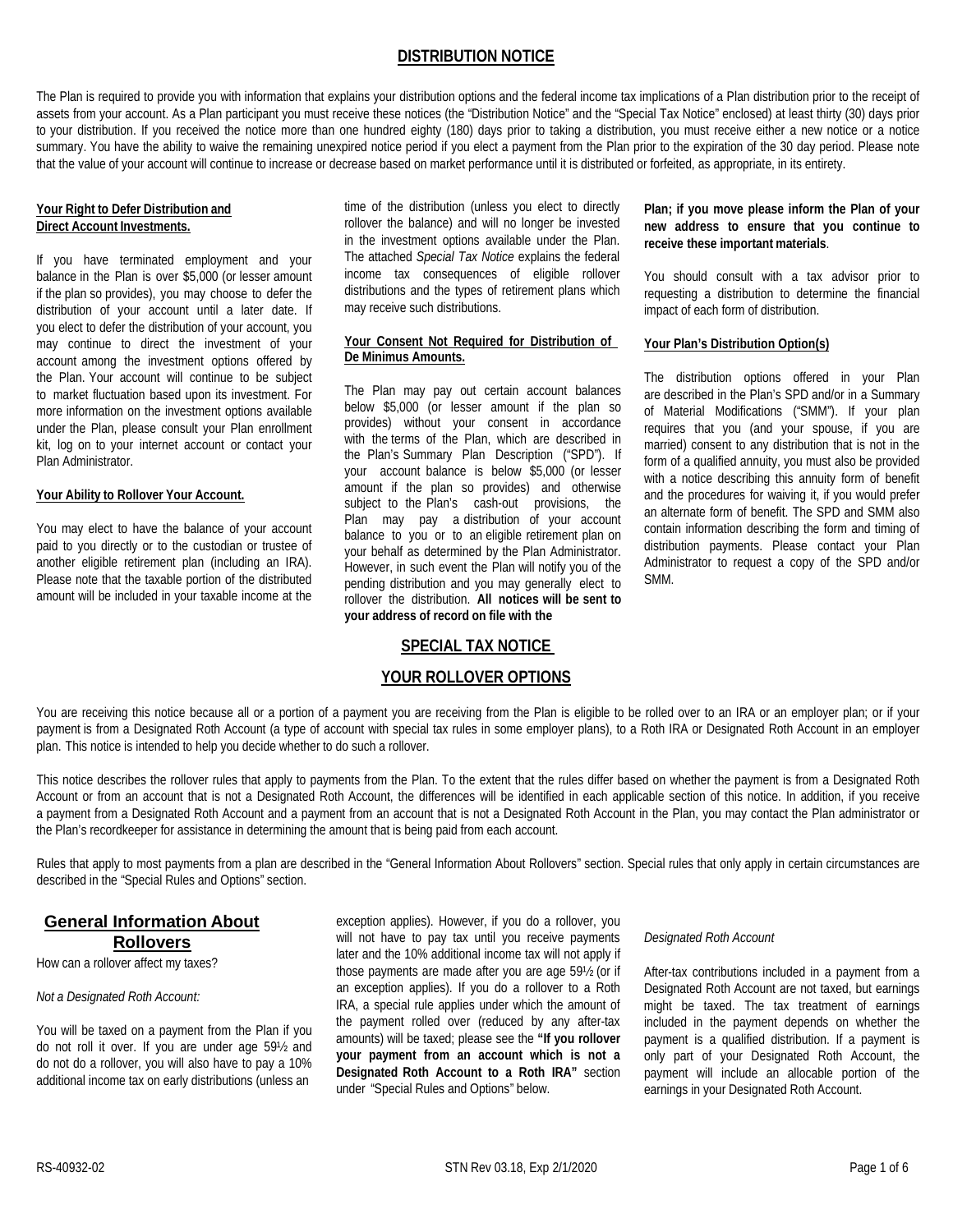# DISTRIBUTION NOTICE

The Plan is required to provide you with information that explains your distribution options and the federal income tax implications of a Plan distribution prior to the receipt of assets from your account. As a Plan participant you must receive these notices (the "Distribution Notice" and the "Special Tax Notice" enclosed) at least thirty (30) days prior to your distribution. If you received the notice more than one hundred eighty (180) days prior to taking a distribution, you must receive either a new notice or a notice summary. You have the ability to waive the remaining unexpired notice period if you elect a payment from the Plan prior to the expiration of the 30 day period. Please note that the value of your account will continue to increase or decrease based on market performance until it is distributed or forfeited, as appropriate, in its entirety.

**Your Right to Defer Distribution and Direct Account Investments.**

If you have terminated employment and your balance in the Plan is over $5,000 (or lesser amount if the plan so provides), you may choose to defer the distribution of your account until a later date. If you elect to defer the distribution of your account, you may continue to direct the investment of your account among the investment options offered by the Plan. Your account will continue to be subject to market fluctuation based upon its investment. For more information on the investment options available under the Plan, please consult your Plan enrollment kit, log on to your internet account or contact your Plan Administrator.

**Your Ability to Rollover Your Account.**

You may elect to have the balance of your account paid to you directly or to the custodian or trustee of another eligible retirement plan (including an IRA). Please note that the taxable portion of the distributed amount will be included in your taxable income at the time of the distribution (unless you elect to directly rollover the balance) and will no longer be invested in the investment options available under the Plan. The attached *Special Tax Notice* explains the federal income tax consequences of eligible rollover distributions and the types of retirement plans which may receive such distributions.

**Your Consent Not Required for Distribution of De Minimus Amounts.**

The Plan may pay out certain account balances below $5,000 (or lesser amount if the plan so provides) without your consent in accordance with the terms of the Plan, which are described in the Plan's Summary Plan Description ("SPD"). If your account balance is below $5,000 (or lesser amount if the plan so provides) and otherwise subject to the Plan's cash-out provisions, the Plan may pay a distribution of your account balance to you or to an eligible retirement plan on your behalf as determined by the Plan Administrator. However, in such event the Plan will notify you of the pending distribution and you may generally elect to rollover the distribution. **All notices will be sent to your address of record on file with the Plan; if you move please inform the Plan of your new address to ensure that you continue to receive these important materials**.

You should consult with a tax advisor prior to requesting a distribution to determine the financial impact of each form of distribution.

**Your Plan's Distribution Option(s)**

The distribution options offered in your Plan are described in the Plan's SPD and/or in a Summary of Material Modifications ("SMM"). If your plan requires that you (and your spouse, if you are married) consent to any distribution that is not in the form of a qualified annuity, you must also be provided with a notice describing this annuity form of benefit and the procedures for waiving it, if you would prefer an alternate form of benefit. The SPD and SMM also contain information describing the form and timing of distribution payments. Please contact your Plan Administrator to request a copy of the SPD and/or SMM.

# SPECIAL TAX NOTICE

## YOUR ROLLOVER OPTIONS

You are receiving this notice because all or a portion of a payment you are receiving from the Plan is eligible to be rolled over to an IRA or an employer plan; or if your payment is from a Designated Roth Account (a type of account with special tax rules in some employer plans), to a Roth IRA or Designated Roth Account in an employer plan. This notice is intended to help you decide whether to do such a rollover.

This notice describes the rollover rules that apply to payments from the Plan. To the extent that the rules differ based on whether the payment is from a Designated Roth Account or from an account that is not a Designated Roth Account, the differences will be identified in each applicable section of this notice. In addition, if you receive a payment from a Designated Roth Account and a payment from an account that is not a Designated Roth Account in the Plan, you may contact the Plan administrator or the Plan's recordkeeper for assistance in determining the amount that is being paid from each account.

Rules that apply to most payments from a plan are described in the "General Information About Rollovers" section. Special rules that only apply in certain circumstances are described in the "Special Rules and Options" section.

## General Information About Rollovers

How can a rollover affect my taxes?

*Not a Designated Roth Account:*

You will be taxed on a payment from the Plan if you do not roll it over. If you are under age 59½ and do not do a rollover, you will also have to pay a 10% additional income tax on early distributions (unless an exception applies). However, if you do a rollover, you will not have to pay tax until you receive payments later and the 10% additional income tax will not apply if those payments are made after you are age 59½ (or if an exception applies). If you do a rollover to a Roth IRA, a special rule applies under which the amount of the payment rolled over (reduced by any after-tax amounts) will be taxed; please see the **"If you rollover your payment from an account which is not a Designated Roth Account to a Roth IRA"** section under "Special Rules and Options" below.

*Designated Roth Account*

After-tax contributions included in a payment from a Designated Roth Account are not taxed, but earnings might be taxed. The tax treatment of earnings included in the payment depends on whether the payment is a qualified distribution. If a payment is only part of your Designated Roth Account, the payment will include an allocable portion of the earnings in your Designated Roth Account.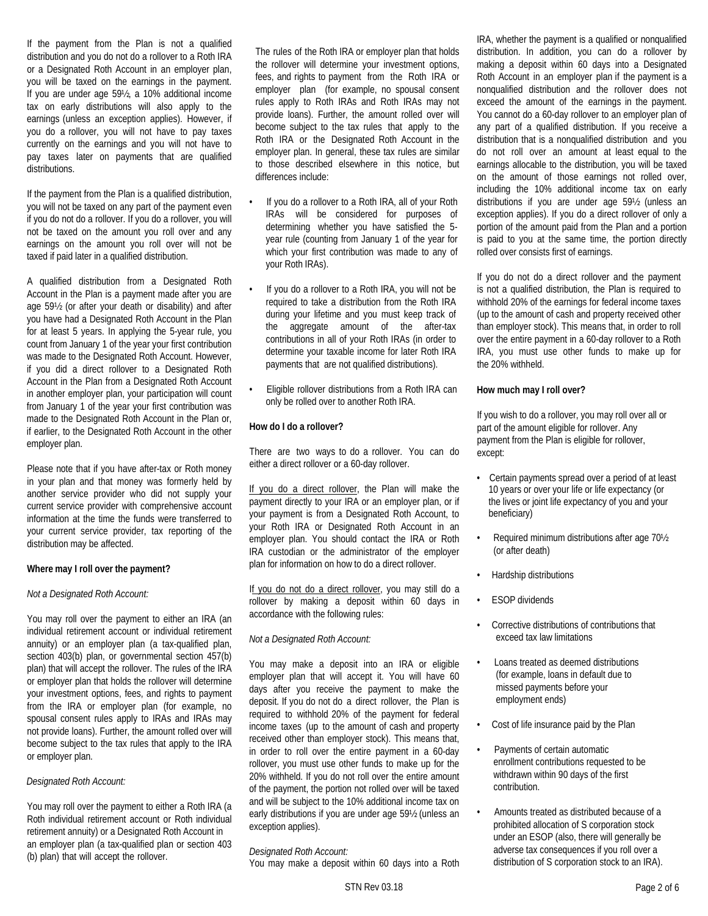If the payment from the Plan is not a qualified distribution and you do not do a rollover to a Roth IRA or a Designated Roth Account in an employer plan, you will be taxed on the earnings in the payment. If you are under age 59½, a 10% additional income tax on early distributions will also apply to the earnings (unless an exception applies). However, if you do a rollover, you will not have to pay taxes currently on the earnings and you will not have to pay taxes later on payments that are qualified distributions.

If the payment from the Plan is a qualified distribution, you will not be taxed on any part of the payment even if you do not do a rollover. If you do a rollover, you will not be taxed on the amount you roll over and any earnings on the amount you roll over will not be taxed if paid later in a qualified distribution.

A qualified distribution from a Designated Roth Account in the Plan is a payment made after you are age 59½ (or after your death or disability) and after you have had a Designated Roth Account in the Plan for at least 5 years. In applying the 5-year rule, you count from January 1 of the year your first contribution was made to the Designated Roth Account. However, if you did a direct rollover to a Designated Roth Account in the Plan from a Designated Roth Account in another employer plan, your participation will count from January 1 of the year your first contribution was made to the Designated Roth Account in the Plan or, if earlier, to the Designated Roth Account in the other employer plan.

Please note that if you have after-tax or Roth money in your plan and that money was formerly held by another service provider who did not supply your current service provider with comprehensive account information at the time the funds were transferred to your current service provider, tax reporting of the distribution may be affected.

**Where may I roll over the payment?**

*Not a Designated Roth Account:*

You may roll over the payment to either an IRA (an individual retirement account or individual retirement annuity) or an employer plan (a tax-qualified plan, section 403(b) plan, or governmental section 457(b) plan) that will accept the rollover. The rules of the IRA or employer plan that holds the rollover will determine your investment options, fees, and rights to payment from the IRA or employer plan (for example, no spousal consent rules apply to IRAs and IRAs may not provide loans). Further, the amount rolled over will become subject to the tax rules that apply to the IRA or employer plan.

*Designated Roth Account:*

You may roll over the payment to either a Roth IRA (a Roth individual retirement account or Roth individual retirement annuity) or a Designated Roth Account in an employer plan (a tax-qualified plan or section 403 (b) plan) that will accept the rollover.

The rules of the Roth IRA or employer plan that holds the rollover will determine your investment options, fees, and rights to payment from the Roth IRA or employer plan (for example, no spousal consent rules apply to Roth IRAs and Roth IRAs may not provide loans). Further, the amount rolled over will become subject to the tax rules that apply to the Roth IRA or the Designated Roth Account in the employer plan. In general, these tax rules are similar to those described elsewhere in this notice, but differences include:

- If you do a rollover to a Roth IRA, all of your Roth IRAs will be considered for purposes of determining whether you have satisfied the 5-year rule (counting from January 1 of the year for which your first contribution was made to any of your Roth IRAs).
- If you do a rollover to a Roth IRA, you will not be required to take a distribution from the Roth IRA during your lifetime and you must keep track of the aggregate amount of the after-tax contributions in all of your Roth IRAs (in order to determine your taxable income for later Roth IRA payments that are not qualified distributions).
- Eligible rollover distributions from a Roth IRA can only be rolled over to another Roth IRA.

**How do I do a rollover?**

There are two ways to do a rollover. You can do either a direct rollover or a 60-day rollover.

<u>If you do a direct rollover</u>, the Plan will make the payment directly to your IRA or an employer plan, or if your payment is from a Designated Roth Account, to your Roth IRA or Designated Roth Account in an employer plan. You should contact the IRA or Roth IRA custodian or the administrator of the employer plan for information on how to do a direct rollover.

<u>If you do not do a direct rollover</u>, you may still do a rollover by making a deposit within 60 days in accordance with the following rules:

*Not a Designated Roth Account:*

You may make a deposit into an IRA or eligible employer plan that will accept it. You will have 60 days after you receive the payment to make the deposit. If you do not do a direct rollover, the Plan is required to withhold 20% of the payment for federal income taxes (up to the amount of cash and property received other than employer stock). This means that, in order to roll over the entire payment in a 60-day rollover, you must use other funds to make up for the 20% withheld. If you do not roll over the entire amount of the payment, the portion not rolled over will be taxed and will be subject to the 10% additional income tax on early distributions if you are under age 59½ (unless an exception applies).

*Designated Roth Account:*

You may make a deposit within 60 days into a Roth IRA, whether the payment is a qualified or nonqualified distribution. In addition, you can do a rollover by making a deposit within 60 days into a Designated Roth Account in an employer plan if the payment is a nonqualified distribution and the rollover does not exceed the amount of the earnings in the payment. You cannot do a 60-day rollover to an employer plan of any part of a qualified distribution. If you receive a distribution that is a nonqualified distribution and you do not roll over an amount at least equal to the earnings allocable to the distribution, you will be taxed on the amount of those earnings not rolled over, including the 10% additional income tax on early distributions if you are under age 59½ (unless an exception applies). If you do a direct rollover of only a portion of the amount paid from the Plan and a portion is paid to you at the same time, the portion directly rolled over consists first of earnings.

If you do not do a direct rollover and the payment is not a qualified distribution, the Plan is required to withhold 20% of the earnings for federal income taxes (up to the amount of cash and property received other than employer stock). This means that, in order to roll over the entire payment in a 60-day rollover to a Roth IRA, you must use other funds to make up for the 20% withheld.

**How much may I roll over?**

If you wish to do a rollover, you may roll over all or part of the amount eligible for rollover. Any payment from the Plan is eligible for rollover, except:

- Certain payments spread over a period of at least 10 years or over your life or life expectancy (or the lives or joint life expectancy of you and your beneficiary)
- Required minimum distributions after age 70½ (or after death)
- Hardship distributions
- ESOP dividends
- Corrective distributions of contributions that exceed tax law limitations
- Loans treated as deemed distributions (for example, loans in default due to missed payments before your employment ends)
- Cost of life insurance paid by the Plan
- Payments of certain automatic enrollment contributions requested to be withdrawn within 90 days of the first contribution.
- Amounts treated as distributed because of a prohibited allocation of S corporation stock under an ESOP (also, there will generally be adverse tax consequences if you roll over a distribution of S corporation stock to an IRA).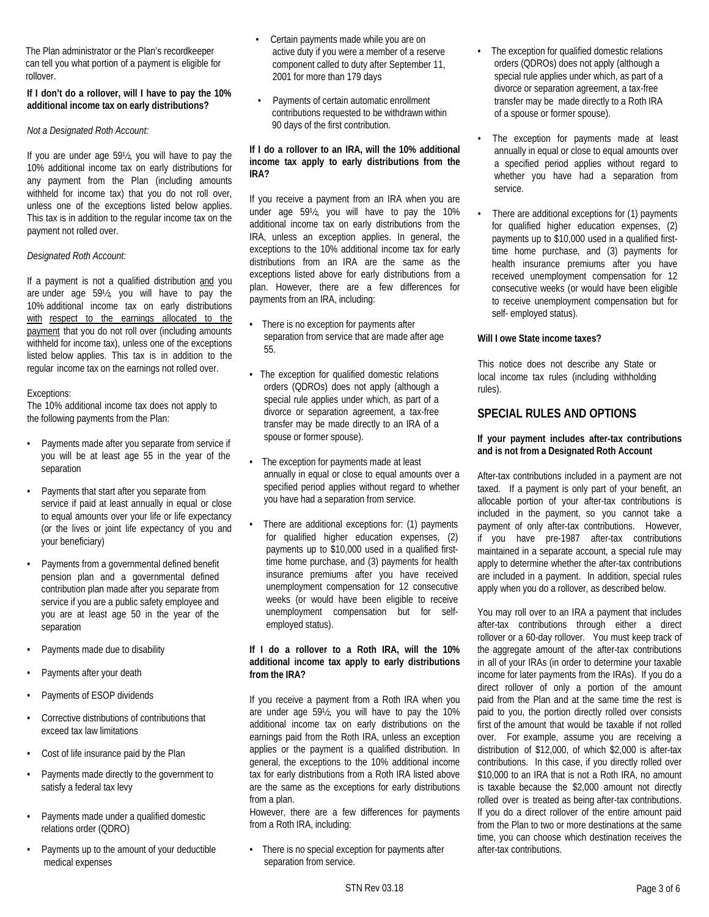The Plan administrator or the Plan's recordkeeper can tell you what portion of a payment is eligible for rollover.

**If I don't do a rollover, will I have to pay the 10% additional income tax on early distributions?**

*Not a Designated Roth Account:*

If you are under age 59½, you will have to pay the 10% additional income tax on early distributions for any payment from the Plan (including amounts withheld for income tax) that you do not roll over, unless one of the exceptions listed below applies. This tax is in addition to the regular income tax on the payment not rolled over.

*Designated Roth Account:*

If a payment is not a qualified distribution and you are under age 59½, you will have to pay the 10% additional income tax on early distributions with respect to the earnings allocated to the payment that you do not roll over (including amounts withheld for income tax), unless one of the exceptions listed below applies. This tax is in addition to the regular income tax on the earnings not rolled over.

Exceptions:
The 10% additional income tax does not apply to the following payments from the Plan:

- Payments made after you separate from service if you will be at least age 55 in the year of the separation
- Payments that start after you separate from service if paid at least annually in equal or close to equal amounts over your life or life expectancy (or the lives or joint life expectancy of you and your beneficiary)
- Payments from a governmental defined benefit pension plan and a governmental defined contribution plan made after you separate from service if you are a public safety employee and you are at least age 50 in the year of the separation
- Payments made due to disability
- Payments after your death
- Payments of ESOP dividends
- Corrective distributions of contributions that exceed tax law limitations
- Cost of life insurance paid by the Plan
- Payments made directly to the government to satisfy a federal tax levy
- Payments made under a qualified domestic relations order (QDRO)
- Payments up to the amount of your deductible medical expenses
- Certain payments made while you are on active duty if you were a member of a reserve component called to duty after September 11, 2001 for more than 179 days
- Payments of certain automatic enrollment contributions requested to be withdrawn within 90 days of the first contribution.

**If I do a rollover to an IRA, will the 10% additional income tax apply to early distributions from the IRA?**

If you receive a payment from an IRA when you are under age 59½, you will have to pay the 10% additional income tax on early distributions from the IRA, unless an exception applies. In general, the exceptions to the 10% additional income tax for early distributions from an IRA are the same as the exceptions listed above for early distributions from a plan. However, there are a few differences for payments from an IRA, including:

- There is no exception for payments after separation from service that are made after age 55.
- The exception for qualified domestic relations orders (QDROs) does not apply (although a special rule applies under which, as part of a divorce or separation agreement, a tax-free transfer may be made directly to an IRA of a spouse or former spouse).
- The exception for payments made at least annually in equal or close to equal amounts over a specified period applies without regard to whether you have had a separation from service.
- There are additional exceptions for: (1) payments for qualified higher education expenses, (2) payments up to $10,000 used in a qualified first-time home purchase, and (3) payments for health insurance premiums after you have received unemployment compensation for 12 consecutive weeks (or would have been eligible to receive unemployment compensation but for self-employed status).

**If I do a rollover to a Roth IRA, will the 10% additional income tax apply to early distributions from the IRA?**

If you receive a payment from a Roth IRA when you are under age 59½, you will have to pay the 10% additional income tax on early distributions on the earnings paid from the Roth IRA, unless an exception applies or the payment is a qualified distribution. In general, the exceptions to the 10% additional income tax for early distributions from a Roth IRA listed above are the same as the exceptions for early distributions from a plan.
However, there are a few differences for payments from a Roth IRA, including:

- There is no special exception for payments after separation from service.
- The exception for qualified domestic relations orders (QDROs) does not apply (although a special rule applies under which, as part of a divorce or separation agreement, a tax-free transfer may be made directly to a Roth IRA of a spouse or former spouse).
- The exception for payments made at least annually in equal or close to equal amounts over a specified period applies without regard to whether you have had a separation from service.
- There are additional exceptions for (1) payments for qualified higher education expenses, (2) payments up to $10,000 used in a qualified first-time home purchase, and (3) payments for health insurance premiums after you have received unemployment compensation for 12 consecutive weeks (or would have been eligible to receive unemployment compensation but for self- employed status).

**Will I owe State income taxes?**

This notice does not describe any State or local income tax rules (including withholding rules).

## SPECIAL RULES AND OPTIONS

**If your payment includes after-tax contributions and is not from a Designated Roth Account**

After-tax contributions included in a payment are not taxed. If a payment is only part of your benefit, an allocable portion of your after-tax contributions is included in the payment, so you cannot take a payment of only after-tax contributions. However, if you have pre-1987 after-tax contributions maintained in a separate account, a special rule may apply to determine whether the after-tax contributions are included in a payment. In addition, special rules apply when you do a rollover, as described below.

You may roll over to an IRA a payment that includes after-tax contributions through either a direct rollover or a 60-day rollover. You must keep track of the aggregate amount of the after-tax contributions in all of your IRAs (in order to determine your taxable income for later payments from the IRAs). If you do a direct rollover of only a portion of the amount paid from the Plan and at the same time the rest is paid to you, the portion directly rolled over consists first of the amount that would be taxable if not rolled over. For example, assume you are receiving a distribution of $12,000, of which $2,000 is after-tax contributions. In this case, if you directly rolled over $10,000 to an IRA that is not a Roth IRA, no amount is taxable because the $2,000 amount not directly rolled over is treated as being after-tax contributions. If you do a direct rollover of the entire amount paid from the Plan to two or more destinations at the same time, you can choose which destination receives the after-tax contributions.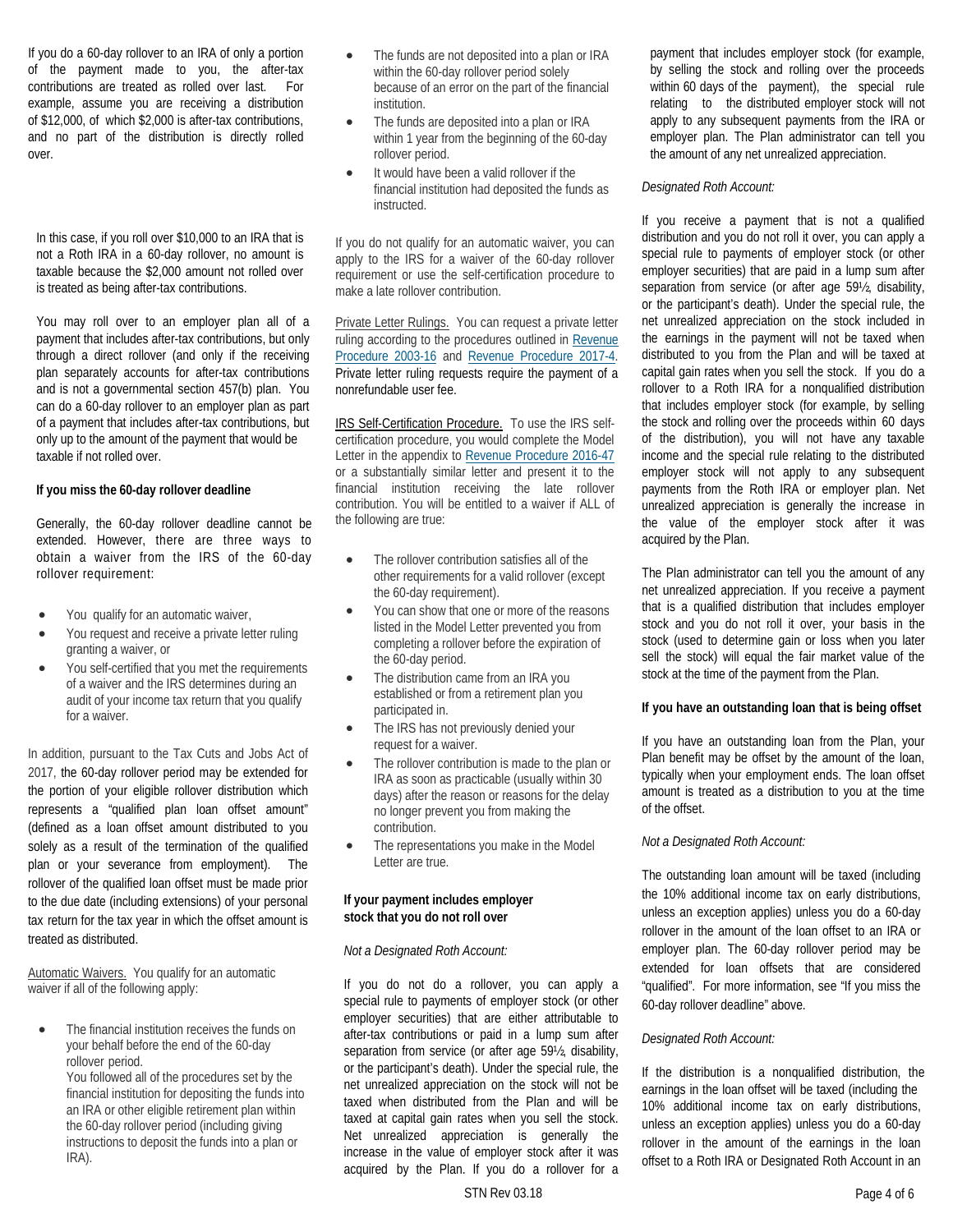If you do a 60-day rollover to an IRA of only a portion of the payment made to you, the after-tax contributions are treated as rolled over last. For example, assume you are receiving a distribution of $12,000, of which $2,000 is after-tax contributions, and no part of the distribution is directly rolled over.

In this case, if you roll over $10,000 to an IRA that is not a Roth IRA in a 60-day rollover, no amount is taxable because the $2,000 amount not rolled over is treated as being after-tax contributions.

You may roll over to an employer plan all of a payment that includes after-tax contributions, but only through a direct rollover (and only if the receiving plan separately accounts for after-tax contributions and is not a governmental section 457(b) plan. You can do a 60-day rollover to an employer plan as part of a payment that includes after-tax contributions, but only up to the amount of the payment that would be taxable if not rolled over.

**If you miss the 60-day rollover deadline**

Generally, the 60-day rollover deadline cannot be extended. However, there are three ways to obtain a waiver from the IRS of the 60-day rollover requirement:

- You qualify for an automatic waiver,
- You request and receive a private letter ruling granting a waiver, or
- You self-certified that you met the requirements of a waiver and the IRS determines during an audit of your income tax return that you qualify for a waiver.

In addition, pursuant to the Tax Cuts and Jobs Act of 2017, the 60-day rollover period may be extended for the portion of your eligible rollover distribution which represents a "qualified plan loan offset amount" (defined as a loan offset amount distributed to you solely as a result of the termination of the qualified plan or your severance from employment). The rollover of the qualified loan offset must be made prior to the due date (including extensions) of your personal tax return for the tax year in which the offset amount is treated as distributed.

Automatic Waivers. You qualify for an automatic waiver if all of the following apply:

- The financial institution receives the funds on your behalf before the end of the 60-day rollover period.
  You followed all of the procedures set by the financial institution for depositing the funds into an IRA or other eligible retirement plan within the 60-day rollover period (including giving instructions to deposit the funds into a plan or IRA).
- The funds are not deposited into a plan or IRA within the 60-day rollover period solely because of an error on the part of the financial institution.
- The funds are deposited into a plan or IRA within 1 year from the beginning of the 60-day rollover period.
- It would have been a valid rollover if the financial institution had deposited the funds as instructed.

If you do not qualify for an automatic waiver, you can apply to the IRS for a waiver of the 60-day rollover requirement or use the self-certification procedure to make a late rollover contribution.

Private Letter Rulings. You can request a private letter ruling according to the procedures outlined in Revenue Procedure 2003-16 and Revenue Procedure 2017-4. Private letter ruling requests require the payment of a nonrefundable user fee.

IRS Self-Certification Procedure. To use the IRS self-certification procedure, you would complete the Model Letter in the appendix to Revenue Procedure 2016-47 or a substantially similar letter and present it to the financial institution receiving the late rollover contribution. You will be entitled to a waiver if ALL of the following are true:

- The rollover contribution satisfies all of the other requirements for a valid rollover (except the 60-day requirement).
- You can show that one or more of the reasons listed in the Model Letter prevented you from completing a rollover before the expiration of the 60-day period.
- The distribution came from an IRA you established or from a retirement plan you participated in.
- The IRS has not previously denied your request for a waiver.
- The rollover contribution is made to the plan or IRA as soon as practicable (usually within 30 days) after the reason or reasons for the delay no longer prevent you from making the contribution.
- The representations you make in the Model Letter are true.

**If your payment includes employer stock that you do not roll over**

*Not a Designated Roth Account:*

If you do not do a rollover, you can apply a special rule to payments of employer stock (or other employer securities) that are either attributable to after-tax contributions or paid in a lump sum after separation from service (or after age 59½, disability, or the participant's death). Under the special rule, the net unrealized appreciation on the stock will not be taxed when distributed from the Plan and will be taxed at capital gain rates when you sell the stock. Net unrealized appreciation is generally the increase in the value of employer stock after it was acquired by the Plan. If you do a rollover for a payment that includes employer stock (for example, by selling the stock and rolling over the proceeds within 60 days of the payment), the special rule relating to the distributed employer stock will not apply to any subsequent payments from the IRA or employer plan. The Plan administrator can tell you the amount of any net unrealized appreciation.

*Designated Roth Account:*

If you receive a payment that is not a qualified distribution and you do not roll it over, you can apply a special rule to payments of employer stock (or other employer securities) that are paid in a lump sum after separation from service (or after age 59½, disability, or the participant's death). Under the special rule, the net unrealized appreciation on the stock included in the earnings in the payment will not be taxed when distributed to you from the Plan and will be taxed at capital gain rates when you sell the stock. If you do a rollover to a Roth IRA for a nonqualified distribution that includes employer stock (for example, by selling the stock and rolling over the proceeds within 60 days of the distribution), you will not have any taxable income and the special rule relating to the distributed employer stock will not apply to any subsequent payments from the Roth IRA or employer plan. Net unrealized appreciation is generally the increase in the value of the employer stock after it was acquired by the Plan.

The Plan administrator can tell you the amount of any net unrealized appreciation. If you receive a payment that is a qualified distribution that includes employer stock and you do not roll it over, your basis in the stock (used to determine gain or loss when you later sell the stock) will equal the fair market value of the stock at the time of the payment from the Plan.

**If you have an outstanding loan that is being offset**

If you have an outstanding loan from the Plan, your Plan benefit may be offset by the amount of the loan, typically when your employment ends. The loan offset amount is treated as a distribution to you at the time of the offset.

*Not a Designated Roth Account:*

The outstanding loan amount will be taxed (including the 10% additional income tax on early distributions, unless an exception applies) unless you do a 60-day rollover in the amount of the loan offset to an IRA or employer plan. The 60-day rollover period may be extended for loan offsets that are considered "qualified". For more information, see "If you miss the 60-day rollover deadline" above.

*Designated Roth Account:*

If the distribution is a nonqualified distribution, the earnings in the loan offset will be taxed (including the 10% additional income tax on early distributions, unless an exception applies) unless you do a 60-day rollover in the amount of the earnings in the loan offset to a Roth IRA or Designated Roth Account in an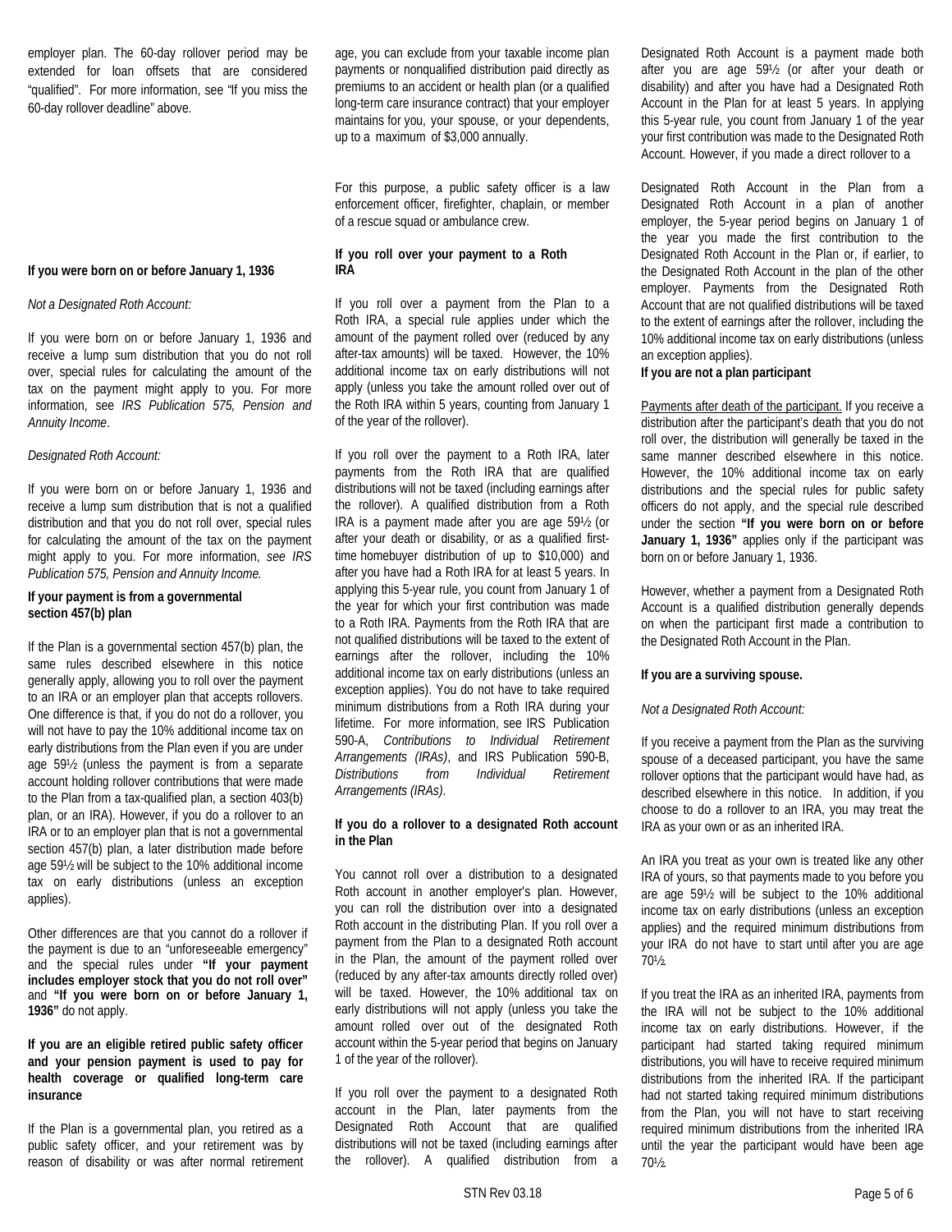employer plan. The 60-day rollover period may be extended for loan offsets that are considered "qualified". For more information, see "If you miss the 60-day rollover deadline" above.

**If you were born on or before January 1, 1936**

*Not a Designated Roth Account:*

If you were born on or before January 1, 1936 and receive a lump sum distribution that you do not roll over, special rules for calculating the amount of the tax on the payment might apply to you. For more information, see *IRS Publication 575, Pension and Annuity Income*.

*Designated Roth Account:*

If you were born on or before January 1, 1936 and receive a lump sum distribution that is not a qualified distribution and that you do not roll over, special rules for calculating the amount of the tax on the payment might apply to you. For more information, *see IRS Publication 575, Pension and Annuity Income.*

**If your payment is from a governmental section 457(b) plan**

If the Plan is a governmental section 457(b) plan, the same rules described elsewhere in this notice generally apply, allowing you to roll over the payment to an IRA or an employer plan that accepts rollovers. One difference is that, if you do not do a rollover, you will not have to pay the 10% additional income tax on early distributions from the Plan even if you are under age 59½ (unless the payment is from a separate account holding rollover contributions that were made to the Plan from a tax-qualified plan, a section 403(b) plan, or an IRA). However, if you do a rollover to an IRA or to an employer plan that is not a governmental section 457(b) plan, a later distribution made before age 59½ will be subject to the 10% additional income tax on early distributions (unless an exception applies).

Other differences are that you cannot do a rollover if the payment is due to an "unforeseeable emergency" and the special rules under **"If your payment includes employer stock that you do not roll over"** and **"If you were born on or before January 1, 1936"** do not apply.

**If you are an eligible retired public safety officer and your pension payment is used to pay for health coverage or qualified long-term care insurance**

If the Plan is a governmental plan, you retired as a public safety officer, and your retirement was by reason of disability or was after normal retirement age, you can exclude from your taxable income plan payments or nonqualified distribution paid directly as premiums to an accident or health plan (or a qualified long-term care insurance contract) that your employer maintains for you, your spouse, or your dependents, up to a maximum of $3,000 annually.

For this purpose, a public safety officer is a law enforcement officer, firefighter, chaplain, or member of a rescue squad or ambulance crew.

**If you roll over your payment to a Roth IRA**

If you roll over a payment from the Plan to a Roth IRA, a special rule applies under which the amount of the payment rolled over (reduced by any after-tax amounts) will be taxed. However, the 10% additional income tax on early distributions will not apply (unless you take the amount rolled over out of the Roth IRA within 5 years, counting from January 1 of the year of the rollover).

If you roll over the payment to a Roth IRA, later payments from the Roth IRA that are qualified distributions will not be taxed (including earnings after the rollover). A qualified distribution from a Roth IRA is a payment made after you are age 59½ (or after your death or disability, or as a qualified first-time homebuyer distribution of up to $10,000) and after you have had a Roth IRA for at least 5 years. In applying this 5-year rule, you count from January 1 of the year for which your first contribution was made to a Roth IRA. Payments from the Roth IRA that are not qualified distributions will be taxed to the extent of earnings after the rollover, including the 10% additional income tax on early distributions (unless an exception applies). You do not have to take required minimum distributions from a Roth IRA during your lifetime. For more information, see IRS Publication 590-A, *Contributions to Individual Retirement Arrangements (IRAs)*, and IRS Publication 590-B, *Distributions from Individual Retirement Arrangements (IRAs)*.

**If you do a rollover to a designated Roth account in the Plan**

You cannot roll over a distribution to a designated Roth account in another employer's plan. However, you can roll the distribution over into a designated Roth account in the distributing Plan. If you roll over a payment from the Plan to a designated Roth account in the Plan, the amount of the payment rolled over (reduced by any after-tax amounts directly rolled over) will be taxed. However, the 10% additional tax on early distributions will not apply (unless you take the amount rolled over out of the designated Roth account within the 5-year period that begins on January 1 of the year of the rollover).

If you roll over the payment to a designated Roth account in the Plan, later payments from the Designated Roth Account that are qualified distributions will not be taxed (including earnings after the rollover). A qualified distribution from a Designated Roth Account is a payment made both after you are age 59½ (or after your death or disability) and after you have had a Designated Roth Account in the Plan for at least 5 years. In applying this 5-year rule, you count from January 1 of the year your first contribution was made to the Designated Roth Account. However, if you made a direct rollover to a Designated Roth Account in the Plan from a Designated Roth Account in a plan of another employer, the 5-year period begins on January 1 of the year you made the first contribution to the Designated Roth Account in the Plan or, if earlier, to the Designated Roth Account in the plan of the other employer. Payments from the Designated Roth Account that are not qualified distributions will be taxed to the extent of earnings after the rollover, including the 10% additional income tax on early distributions (unless an exception applies).

**If you are not a plan participant**

Payments after death of the participant. If you receive a distribution after the participant's death that you do not roll over, the distribution will generally be taxed in the same manner described elsewhere in this notice. However, the 10% additional income tax on early distributions and the special rules for public safety officers do not apply, and the special rule described under the section **"If you were born on or before January 1, 1936"** applies only if the participant was born on or before January 1, 1936.

However, whether a payment from a Designated Roth Account is a qualified distribution generally depends on when the participant first made a contribution to the Designated Roth Account in the Plan.

**If you are a surviving spouse.**

*Not a Designated Roth Account:*

If you receive a payment from the Plan as the surviving spouse of a deceased participant, you have the same rollover options that the participant would have had, as described elsewhere in this notice. In addition, if you choose to do a rollover to an IRA, you may treat the IRA as your own or as an inherited IRA.

An IRA you treat as your own is treated like any other IRA of yours, so that payments made to you before you are age 59½ will be subject to the 10% additional income tax on early distributions (unless an exception applies) and the required minimum distributions from your IRA do not have to start until after you are age 70½.

If you treat the IRA as an inherited IRA, payments from the IRA will not be subject to the 10% additional income tax on early distributions. However, if the participant had started taking required minimum distributions, you will have to receive required minimum distributions from the inherited IRA. If the participant had not started taking required minimum distributions from the Plan, you will not have to start receiving required minimum distributions from the inherited IRA until the year the participant would have been age 70½.

STN Rev 03.18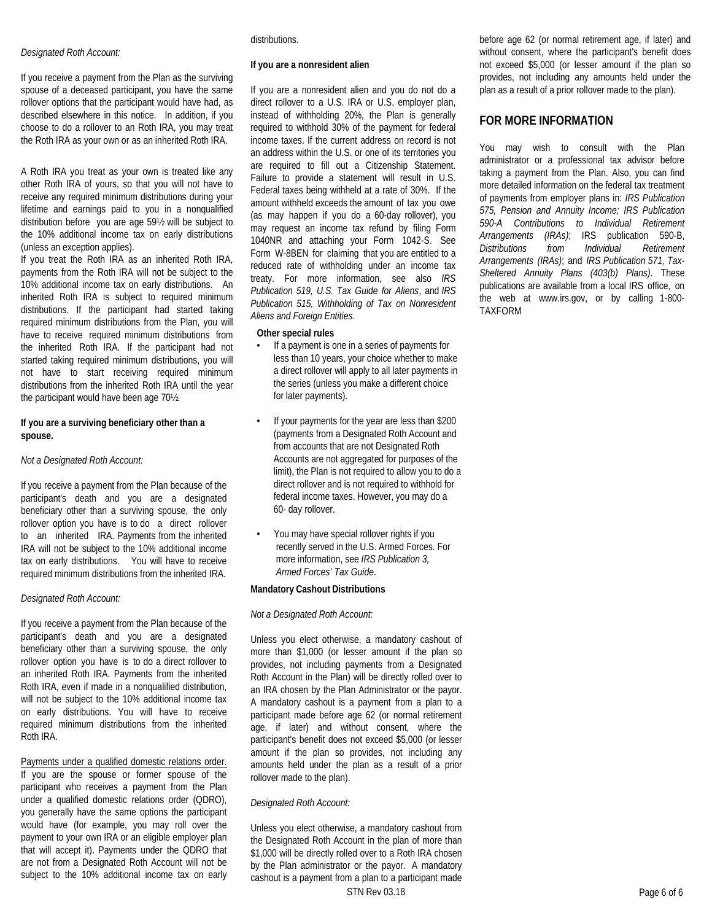*Designated Roth Account:*

If you receive a payment from the Plan as the surviving spouse of a deceased participant, you have the same rollover options that the participant would have had, as described elsewhere in this notice. In addition, if you choose to do a rollover to an Roth IRA, you may treat the Roth IRA as your own or as an inherited Roth IRA.

A Roth IRA you treat as your own is treated like any other Roth IRA of yours, so that you will not have to receive any required minimum distributions during your lifetime and earnings paid to you in a nonqualified distribution before you are age 59½ will be subject to the 10% additional income tax on early distributions (unless an exception applies).

If you treat the Roth IRA as an inherited Roth IRA, payments from the Roth IRA will not be subject to the 10% additional income tax on early distributions. An inherited Roth IRA is subject to required minimum distributions. If the participant had started taking required minimum distributions from the Plan, you will have to receive required minimum distributions from the inherited Roth IRA. If the participant had not started taking required minimum distributions, you will not have to start receiving required minimum distributions from the inherited Roth IRA until the year the participant would have been age 70½.

**If you are a surviving beneficiary other than a spouse.**

*Not a Designated Roth Account:*

If you receive a payment from the Plan because of the participant's death and you are a designated beneficiary other than a surviving spouse, the only rollover option you have is to do a direct rollover to an inherited IRA. Payments from the inherited IRA will not be subject to the 10% additional income tax on early distributions. You will have to receive required minimum distributions from the inherited IRA.

*Designated Roth Account:*

If you receive a payment from the Plan because of the participant's death and you are a designated beneficiary other than a surviving spouse, the only rollover option you have is to do a direct rollover to an inherited Roth IRA. Payments from the inherited Roth IRA, even if made in a nonqualified distribution, will not be subject to the 10% additional income tax on early distributions. You will have to receive required minimum distributions from the inherited Roth IRA.

Payments under a qualified domestic relations order. If you are the spouse or former spouse of the participant who receives a payment from the Plan under a qualified domestic relations order (QDRO), you generally have the same options the participant would have (for example, you may roll over the payment to your own IRA or an eligible employer plan that will accept it). Payments under the QDRO that are not from a Designated Roth Account will not be subject to the 10% additional income tax on early distributions.

**If you are a nonresident alien**

If you are a nonresident alien and you do not do a direct rollover to a U.S. IRA or U.S. employer plan, instead of withholding 20%, the Plan is generally required to withhold 30% of the payment for federal income taxes. If the current address on record is not an address within the U.S. or one of its territories you are required to fill out a Citizenship Statement. Failure to provide a statement will result in U.S. Federal taxes being withheld at a rate of 30%. If the amount withheld exceeds the amount of tax you owe (as may happen if you do a 60-day rollover), you may request an income tax refund by filing Form 1040NR and attaching your Form 1042-S. See Form W-8BEN for claiming that you are entitled to a reduced rate of withholding under an income tax treaty. For more information, see also *IRS Publication 519, U.S. Tax Guide for Aliens*, and *IRS Publication 515, Withholding of Tax on Nonresident Aliens and Foreign Entities*.

**Other special rules**

- If a payment is one in a series of payments for less than 10 years, your choice whether to make a direct rollover will apply to all later payments in the series (unless you make a different choice for later payments).
- If your payments for the year are less than $200 (payments from a Designated Roth Account and from accounts that are not Designated Roth Accounts are not aggregated for purposes of the limit), the Plan is not required to allow you to do a direct rollover and is not required to withhold for federal income taxes. However, you may do a 60- day rollover.
- You may have special rollover rights if you recently served in the U.S. Armed Forces. For more information, see *IRS Publication 3, Armed Forces' Tax Guide*.

**Mandatory Cashout Distributions**

*Not a Designated Roth Account:*

Unless you elect otherwise, a mandatory cashout of more than $1,000 (or lesser amount if the plan so provides, not including payments from a Designated Roth Account in the Plan) will be directly rolled over to an IRA chosen by the Plan Administrator or the payor. A mandatory cashout is a payment from a plan to a participant made before age 62 (or normal retirement age, if later) and without consent, where the participant's benefit does not exceed $5,000 (or lesser amount if the plan so provides, not including any amounts held under the plan as a result of a prior rollover made to the plan).

*Designated Roth Account:*

Unless you elect otherwise, a mandatory cashout from the Designated Roth Account in the plan of more than $1,000 will be directly rolled over to a Roth IRA chosen by the Plan administrator or the payor. A mandatory cashout is a payment from a plan to a participant made before age 62 (or normal retirement age, if later) and without consent, where the participant's benefit does not exceed $5,000 (or lesser amount if the plan so provides, not including any amounts held under the plan as a result of a prior rollover made to the plan).

## FOR MORE INFORMATION

You may wish to consult with the Plan administrator or a professional tax advisor before taking a payment from the Plan. Also, you can find more detailed information on the federal tax treatment of payments from employer plans in: *IRS Publication 575, Pension and Annuity Income; IRS Publication 590-A Contributions to Individual Retirement Arrangements (IRAs)*; IRS publication 590-B, *Distributions from Individual Retirement Arrangements (IRAs)*; and *IRS Publication 571, Tax-Sheltered Annuity Plans (403(b) Plans)*. These publications are available from a local IRS office, on the web at www.irs.gov, or by calling 1-800-TAXFORM

STN Rev 03.18